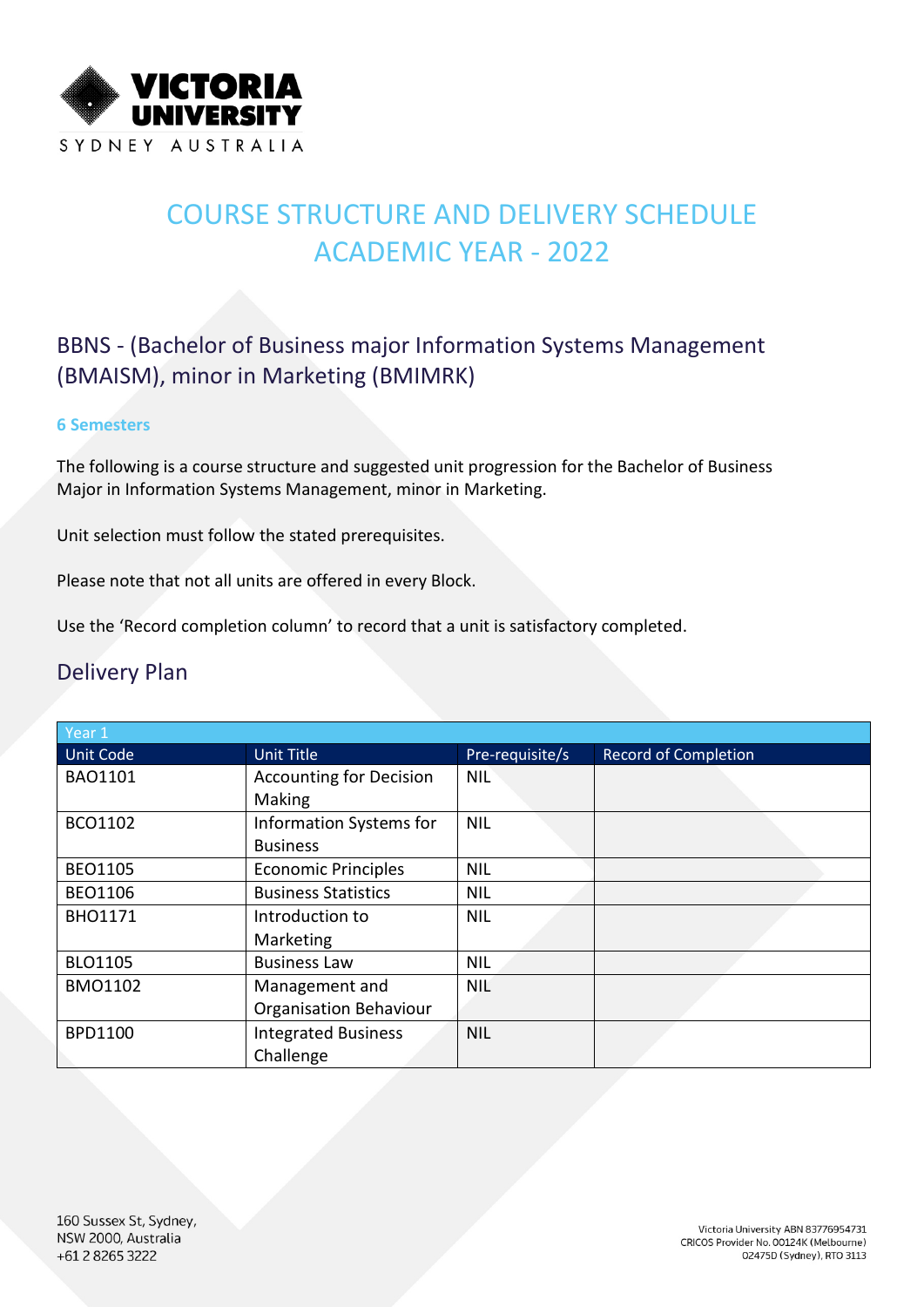# COURSE STRUCTURE AND DELIVERY SCHEDULE ACADEMIC YEAR - 2022

## BBNS - (Bachelor of Business major Information Systems Management (BMAISM), minor in Marketing (BMIMRK)

**6 Semesters**

The following is a course structure and suggested unit progression for the Bachelor of Business Major in Information Systems Management, minor in Marketing.

Unit selection must follow the stated prerequisites.

Please note that not all units are offered in every Block.

Use the 'Record completion column' to record that a unit is satisfactory completed.

## Delivery Plan

| Year 1 | | | |
|---|---|---|---|
| Unit Code | Unit Title | Pre-requisite/s | Record of Completion |
| BAO1101 | Accounting for Decision Making | NIL | |
| BCO1102 | Information Systems for Business | NIL | |
| BEO1105 | Economic Principles | NIL | |
| BEO1106 | Business Statistics | NIL | |
| BHO1171 | Introduction to Marketing | NIL | |
| BLO1105 | Business Law | NIL | |
| BMO1102 | Management and Organisation Behaviour | NIL | |
| BPD1100 | Integrated Business Challenge | NIL | |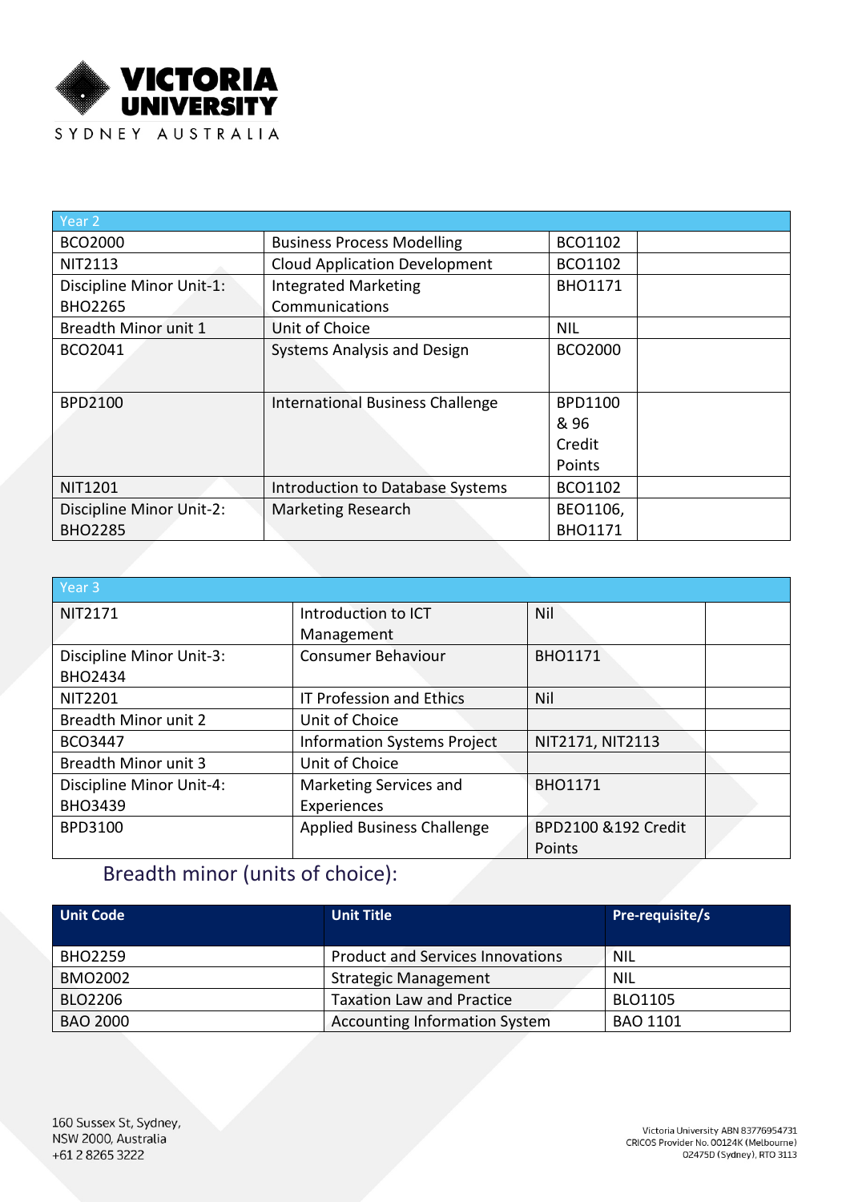| Year 2 | | | |
|---|---|---|---|
| BCO2000 | Business Process Modelling | BCO1102 | |
| NIT2113 | Cloud Application Development | BCO1102 | |
| Discipline Minor Unit-1: BHO2265 | Integrated Marketing Communications | BHO1171 | |
| Breadth Minor unit 1 | Unit of Choice | NIL | |
| BCO2041 | Systems Analysis and Design | BCO2000 | |
| BPD2100 | International Business Challenge | BPD1100 & 96 Credit Points | |
| NIT1201 | Introduction to Database Systems | BCO1102 | |
| Discipline Minor Unit-2: BHO2285 | Marketing Research | BEO1106, BHO1171 | |

| Year 3 | | | |
|---|---|---|---|
| NIT2171 | Introduction to ICT Management | Nil | |
| Discipline Minor Unit-3: BHO2434 | Consumer Behaviour | BHO1171 | |
| NIT2201 | IT Profession and Ethics | Nil | |
| Breadth Minor unit 2 | Unit of Choice | | |
| BCO3447 | Information Systems Project | NIT2171, NIT2113 | |
| Breadth Minor unit 3 | Unit of Choice | | |
| Discipline Minor Unit-4: BHO3439 | Marketing Services and Experiences | BHO1171 | |
| BPD3100 | Applied Business Challenge | BPD2100 &192 Credit Points | |

## Breadth minor (units of choice):

| Unit Code | Unit Title | Pre-requisite/s |
|---|---|---|
| BHO2259 | Product and Services Innovations | NIL |
| BMO2002 | Strategic Management | NIL |
| BLO2206 | Taxation Law and Practice | BLO1105 |
| BAO 2000 | Accounting Information System | BAO 1101 |